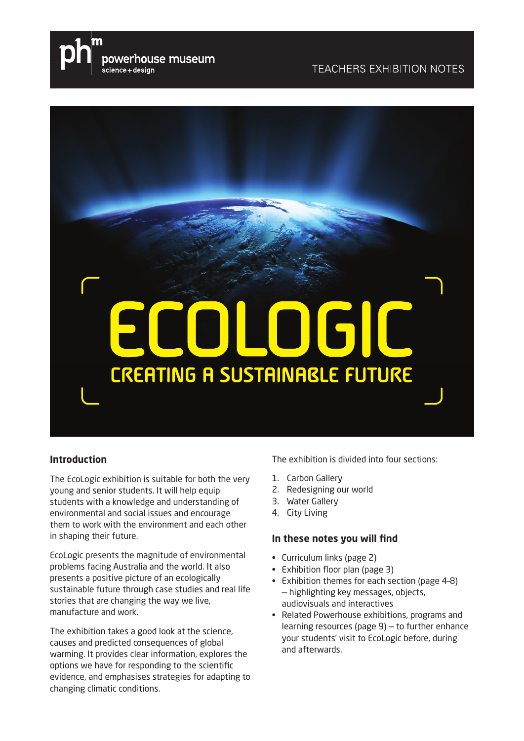powerhouse museum
science + design

TEACHERS EXHIBITION NOTES

# ECOLOGIC

## CREATING A SUSTAINABLE FUTURE

### Introduction

The EcoLogic exhibition is suitable for both the very young and senior students. It will help equip students with a knowledge and understanding of environmental and social issues and encourage them to work with the environment and each other in shaping their future.

EcoLogic presents the magnitude of environmental problems facing Australia and the world. It also presents a positive picture of an ecologically sustainable future through case studies and real life stories that are changing the way we live, manufacture and work.

The exhibition takes a good look at the science, causes and predicted consequences of global warming. It provides clear information, explores the options we have for responding to the scientific evidence, and emphasises strategies for adapting to changing climatic conditions.

The exhibition is divided into four sections:

1. Carbon Gallery
2. Redesigning our world
3. Water Gallery
4. City Living

### In these notes you will find

- Curriculum links (page 2)
- Exhibition floor plan (page 3)
- Exhibition themes for each section (page 4-8) – highlighting key messages, objects, audiovisuals and interactives
- Related Powerhouse exhibitions, programs and learning resources (page 9) – to further enhance your students' visit to EcoLogic before, during and afterwards.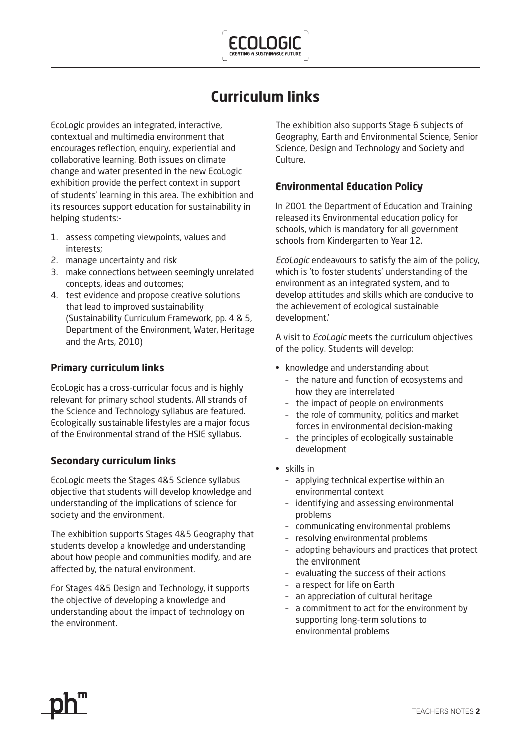# Curriculum links

EcoLogic provides an integrated, interactive, contextual and multimedia environment that encourages reflection, enquiry, experiential and collaborative learning. Both issues on climate change and water presented in the new EcoLogic exhibition provide the perfect context in support of students' learning in this area. The exhibition and its resources support education for sustainability in helping students:-

1. assess competing viewpoints, values and interests;
2. manage uncertainty and risk
3. make connections between seemingly unrelated concepts, ideas and outcomes;
4. test evidence and propose creative solutions that lead to improved sustainability (Sustainability Curriculum Framework, pp. 4 & 5, Department of the Environment, Water, Heritage and the Arts, 2010)

## Primary curriculum links

EcoLogic has a cross-curricular focus and is highly relevant for primary school students. All strands of the Science and Technology syllabus are featured. Ecologically sustainable lifestyles are a major focus of the Environmental strand of the HSIE syllabus.

## Secondary curriculum links

EcoLogic meets the Stages 4&5 Science syllabus objective that students will develop knowledge and understanding of the implications of science for society and the environment.

The exhibition supports Stages 4&5 Geography that students develop a knowledge and understanding about how people and communities modify, and are affected by, the natural environment.

For Stages 4&5 Design and Technology, it supports the objective of developing a knowledge and understanding about the impact of technology on the environment.

The exhibition also supports Stage 6 subjects of Geography, Earth and Environmental Science, Senior Science, Design and Technology and Society and Culture.

## Environmental Education Policy

In 2001 the Department of Education and Training released its Environmental education policy for schools, which is mandatory for all government schools from Kindergarten to Year 12.

*EcoLogic* endeavours to satisfy the aim of the policy, which is 'to foster students' understanding of the environment as an integrated system, and to develop attitudes and skills which are conducive to the achievement of ecological sustainable development.'

A visit to *EcoLogic* meets the curriculum objectives of the policy. Students will develop:

- knowledge and understanding about
  - the nature and function of ecosystems and how they are interrelated
  - the impact of people on environments
  - the role of community, politics and market forces in environmental decision-making
  - the principles of ecologically sustainable development
- skills in
  - applying technical expertise within an environmental context
  - identifying and assessing environmental problems
  - communicating environmental problems
  - resolving environmental problems
  - adopting behaviours and practices that protect the environment
  - evaluating the success of their actions
  - a respect for life on Earth
  - an appreciation of cultural heritage
  - a commitment to act for the environment by supporting long-term solutions to environmental problems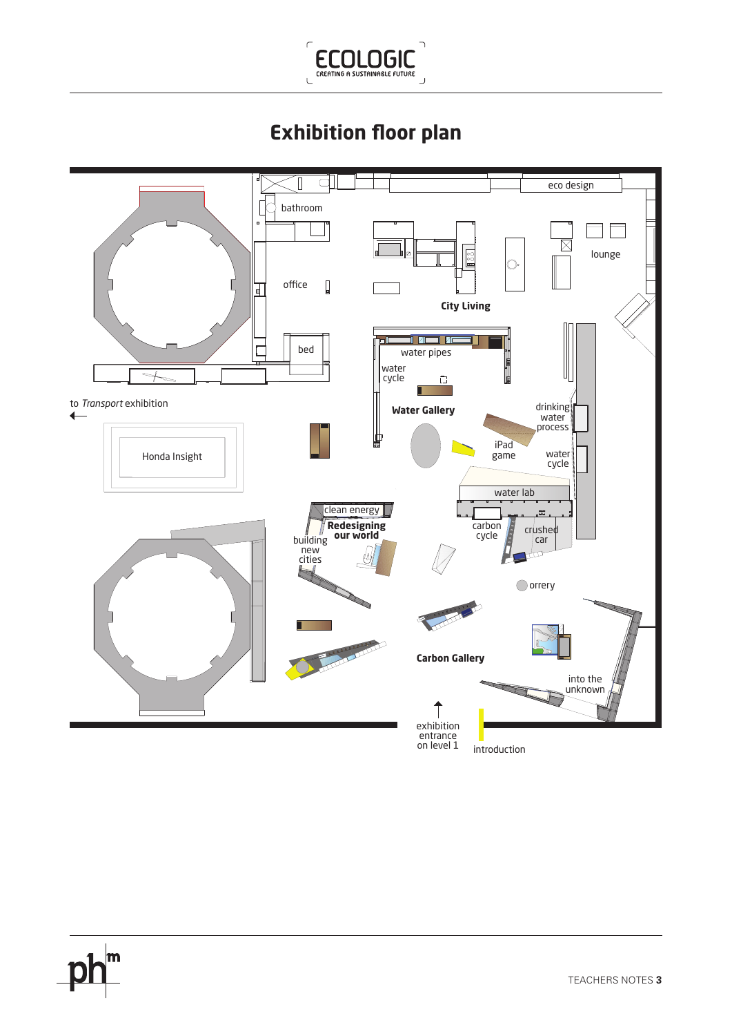ECOLOGIC
CREATING A SUSTAINABLE FUTURE

# Exhibition floor plan

eco design

bathroom

lounge

office

**City Living**

bed

water pipes

water cycle

to *Transport* exhibition

**Water Gallery**

drinking water process

Honda Insight

iPad game

water cycle

water lab

clean energy

**Redesigning our world**

building new cities

carbon cycle

crushed car

orrery

**Carbon Gallery**

into the unknown

exhibition entrance on level 1

introduction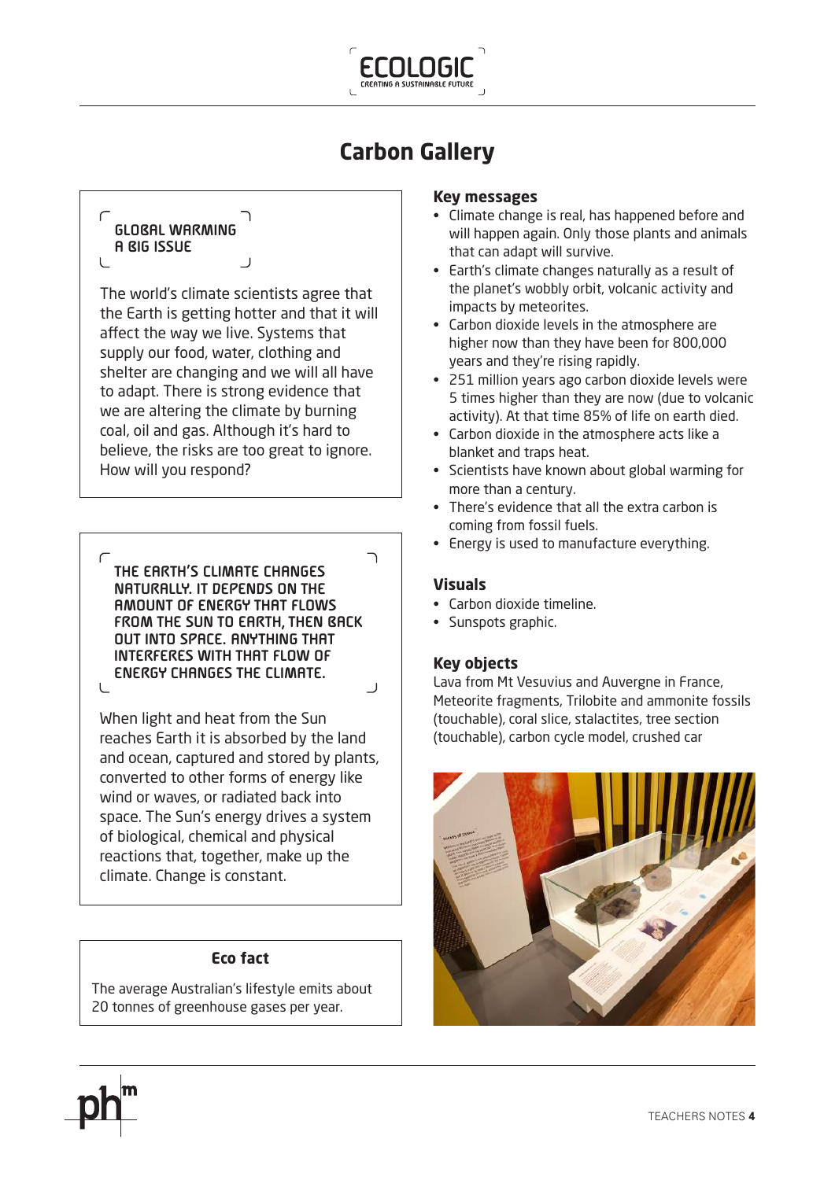# Carbon Gallery

## GLOBAL WARMING A BIG ISSUE

The world's climate scientists agree that the Earth is getting hotter and that it will affect the way we live. Systems that supply our food, water, clothing and shelter are changing and we will all have to adapt. There is strong evidence that we are altering the climate by burning coal, oil and gas. Although it's hard to believe, the risks are too great to ignore. How will you respond?

## THE EARTH'S CLIMATE CHANGES NATURALLY. IT DEPENDS ON THE AMOUNT OF ENERGY THAT FLOWS FROM THE SUN TO EARTH, THEN BACK OUT INTO SPACE. ANYTHING THAT INTERFERES WITH THAT FLOW OF ENERGY CHANGES THE CLIMATE.

When light and heat from the Sun reaches Earth it is absorbed by the land and ocean, captured and stored by plants, converted to other forms of energy like wind or waves, or radiated back into space. The Sun's energy drives a system of biological, chemical and physical reactions that, together, make up the climate. Change is constant.

### Eco fact

The average Australian's lifestyle emits about 20 tonnes of greenhouse gases per year.

### Key messages

- Climate change is real, has happened before and will happen again. Only those plants and animals that can adapt will survive.
- Earth's climate changes naturally as a result of the planet's wobbly orbit, volcanic activity and impacts by meteorites.
- Carbon dioxide levels in the atmosphere are higher now than they have been for 800,000 years and they're rising rapidly.
- 251 million years ago carbon dioxide levels were 5 times higher than they are now (due to volcanic activity). At that time 85% of life on earth died.
- Carbon dioxide in the atmosphere acts like a blanket and traps heat.
- Scientists have known about global warming for more than a century.
- There's evidence that all the extra carbon is coming from fossil fuels.
- Energy is used to manufacture everything.

### Visuals

- Carbon dioxide timeline.
- Sunspots graphic.

### Key objects

Lava from Mt Vesuvius and Auvergne in France, Meteorite fragments, Trilobite and ammonite fossils (touchable), coral slice, stalactites, tree section (touchable), carbon cycle model, crushed car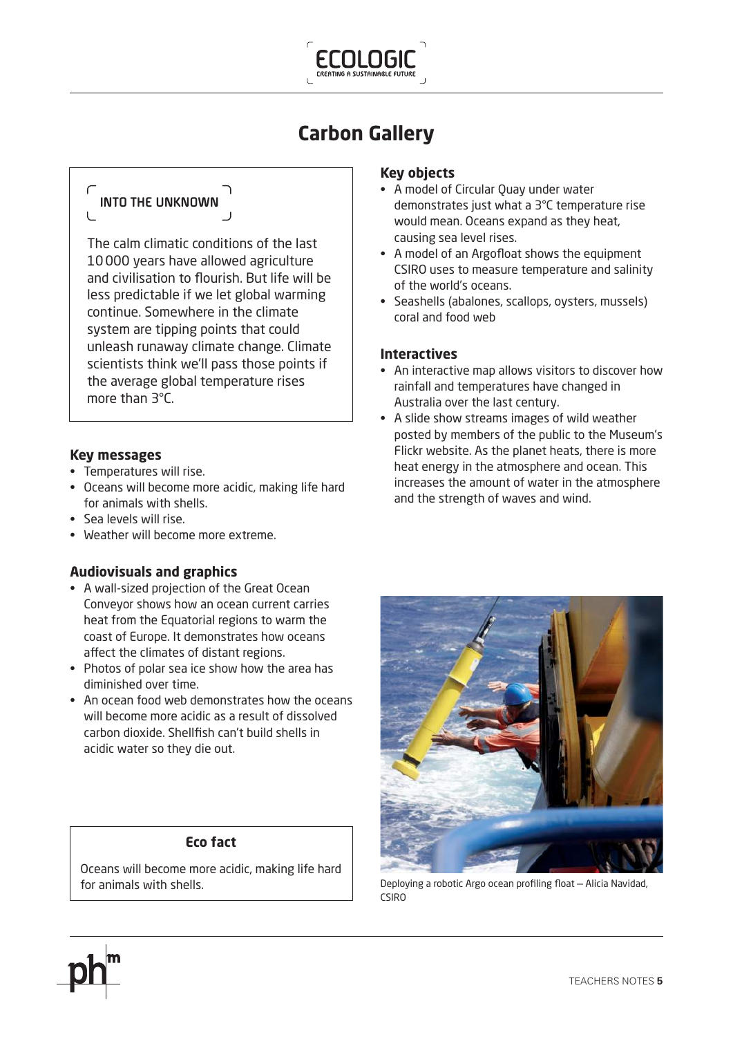# Carbon Gallery

## INTO THE UNKNOWN

The calm climatic conditions of the last 10 000 years have allowed agriculture and civilisation to flourish. But life will be less predictable if we let global warming continue. Somewhere in the climate system are tipping points that could unleash runaway climate change. Climate scientists think we'll pass those points if the average global temperature rises more than 3°C.

### Key messages

- Temperatures will rise.
- Oceans will become more acidic, making life hard for animals with shells.
- Sea levels will rise.
- Weather will become more extreme.

### Audiovisuals and graphics

- A wall-sized projection of the Great Ocean Conveyor shows how an ocean current carries heat from the Equatorial regions to warm the coast of Europe. It demonstrates how oceans affect the climates of distant regions.
- Photos of polar sea ice show how the area has diminished over time.
- An ocean food web demonstrates how the oceans will become more acidic as a result of dissolved carbon dioxide. Shellfish can't build shells in acidic water so they die out.

### Eco fact

Oceans will become more acidic, making life hard for animals with shells.

### Key objects

- A model of Circular Quay under water demonstrates just what a 3°C temperature rise would mean. Oceans expand as they heat, causing sea level rises.
- A model of an Argofloat shows the equipment CSIRO uses to measure temperature and salinity of the world's oceans.
- Seashells (abalones, scallops, oysters, mussels) coral and food web

### Interactives

- An interactive map allows visitors to discover how rainfall and temperatures have changed in Australia over the last century.
- A slide show streams images of wild weather posted by members of the public to the Museum's Flickr website. As the planet heats, there is more heat energy in the atmosphere and ocean. This increases the amount of water in the atmosphere and the strength of waves and wind.

Deploying a robotic Argo ocean profiling float – Alicia Navidad, CSIRO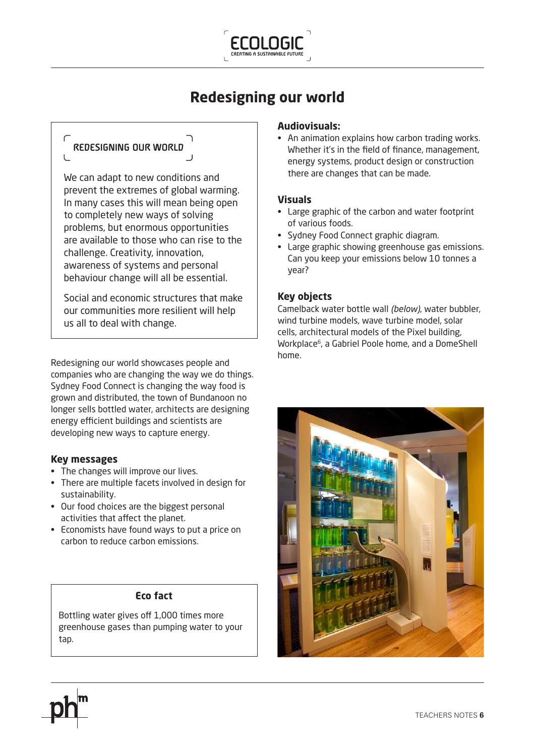# Redesigning our world

> **REDESIGNING OUR WORLD**
>
> We can adapt to new conditions and prevent the extremes of global warming. In many cases this will mean being open to completely new ways of solving problems, but enormous opportunities are available to those who can rise to the challenge. Creativity, innovation, awareness of systems and personal behaviour change will all be essential.
>
> Social and economic structures that make our communities more resilient will help us all to deal with change.

Redesigning our world showcases people and companies who are changing the way we do things. Sydney Food Connect is changing the way food is grown and distributed, the town of Bundanoon no longer sells bottled water, architects are designing energy efficient buildings and scientists are developing new ways to capture energy.

### Key messages

- The changes will improve our lives.
- There are multiple facets involved in design for sustainability.
- Our food choices are the biggest personal activities that affect the planet.
- Economists have found ways to put a price on carbon to reduce carbon emissions.

> **Eco fact**
>
> Bottling water gives off 1,000 times more greenhouse gases than pumping water to your tap.

### Audiovisuals:

- An animation explains how carbon trading works. Whether it's in the field of finance, management, energy systems, product design or construction there are changes that can be made.

### Visuals

- Large graphic of the carbon and water footprint of various foods.
- Sydney Food Connect graphic diagram.
- Large graphic showing greenhouse gas emissions. Can you keep your emissions below 10 tonnes a year?

### Key objects

Camelback water bottle wall *(below)*, water bubbler, wind turbine models, wave turbine model, solar cells, architectural models of the Pixel building, Workplace[6], a Gabriel Poole home, and a DomeShell home.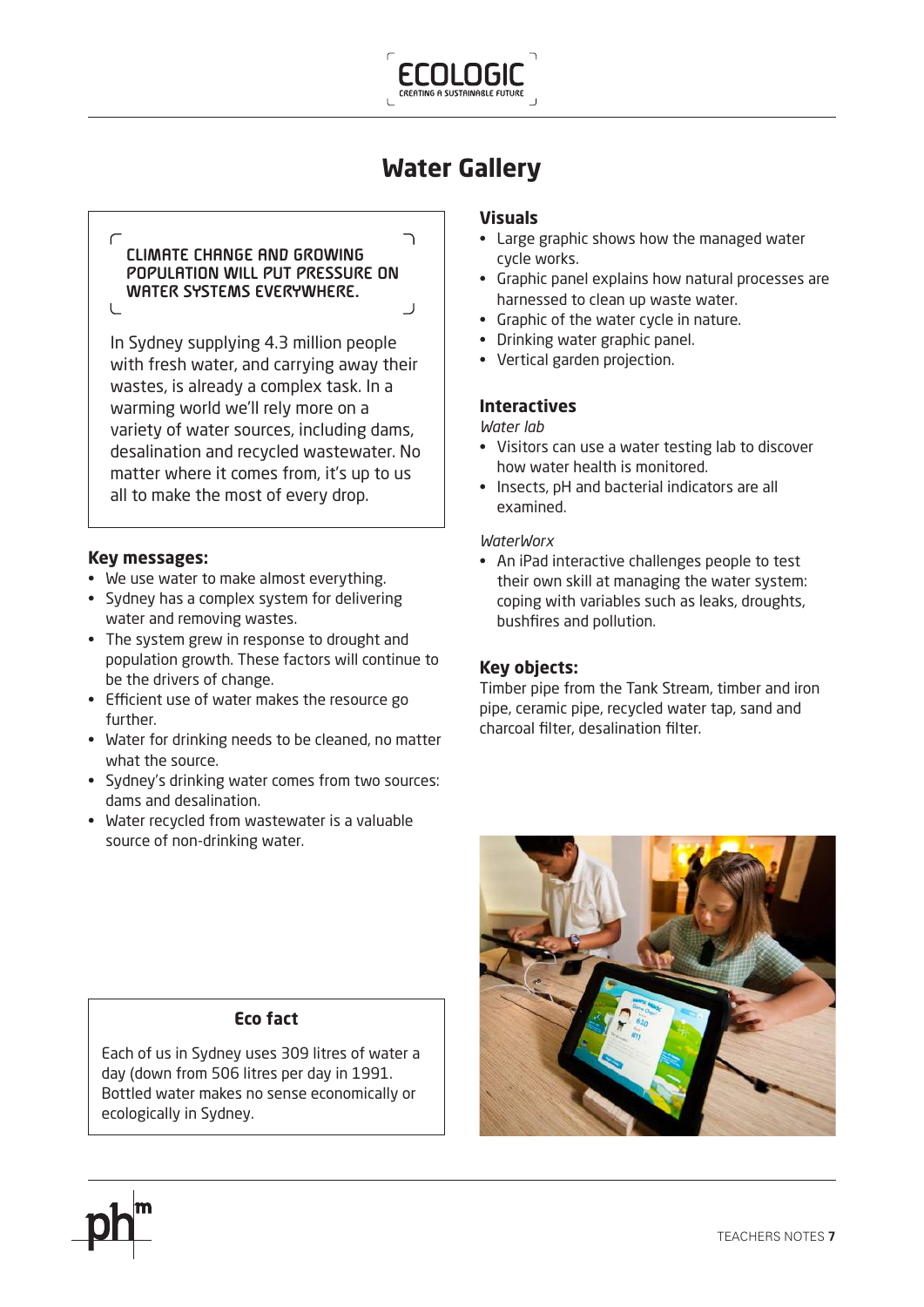# Water Gallery

**CLIMATE CHANGE AND GROWING POPULATION WILL PUT PRESSURE ON WATER SYSTEMS EVERYWHERE.**

In Sydney supplying 4.3 million people with fresh water, and carrying away their wastes, is already a complex task. In a warming world we'll rely more on a variety of water sources, including dams, desalination and recycled wastewater. No matter where it comes from, it's up to us all to make the most of every drop.

## Key messages:

- We use water to make almost everything.
- Sydney has a complex system for delivering water and removing wastes.
- The system grew in response to drought and population growth. These factors will continue to be the drivers of change.
- Efficient use of water makes the resource go further.
- Water for drinking needs to be cleaned, no matter what the source.
- Sydney's drinking water comes from two sources: dams and desalination.
- Water recycled from wastewater is a valuable source of non-drinking water.

### Eco fact

Each of us in Sydney uses 309 litres of water a day (down from 506 litres per day in 1991. Bottled water makes no sense economically or ecologically in Sydney.

## Visuals

- Large graphic shows how the managed water cycle works.
- Graphic panel explains how natural processes are harnessed to clean up waste water.
- Graphic of the water cycle in nature.
- Drinking water graphic panel.
- Vertical garden projection.

## Interactives

*Water lab*

- Visitors can use a water testing lab to discover how water health is monitored.
- Insects, pH and bacterial indicators are all examined.

*WaterWorx*

- An iPad interactive challenges people to test their own skill at managing the water system: coping with variables such as leaks, droughts, bushfires and pollution.

## Key objects:

Timber pipe from the Tank Stream, timber and iron pipe, ceramic pipe, recycled water tap, sand and charcoal filter, desalination filter.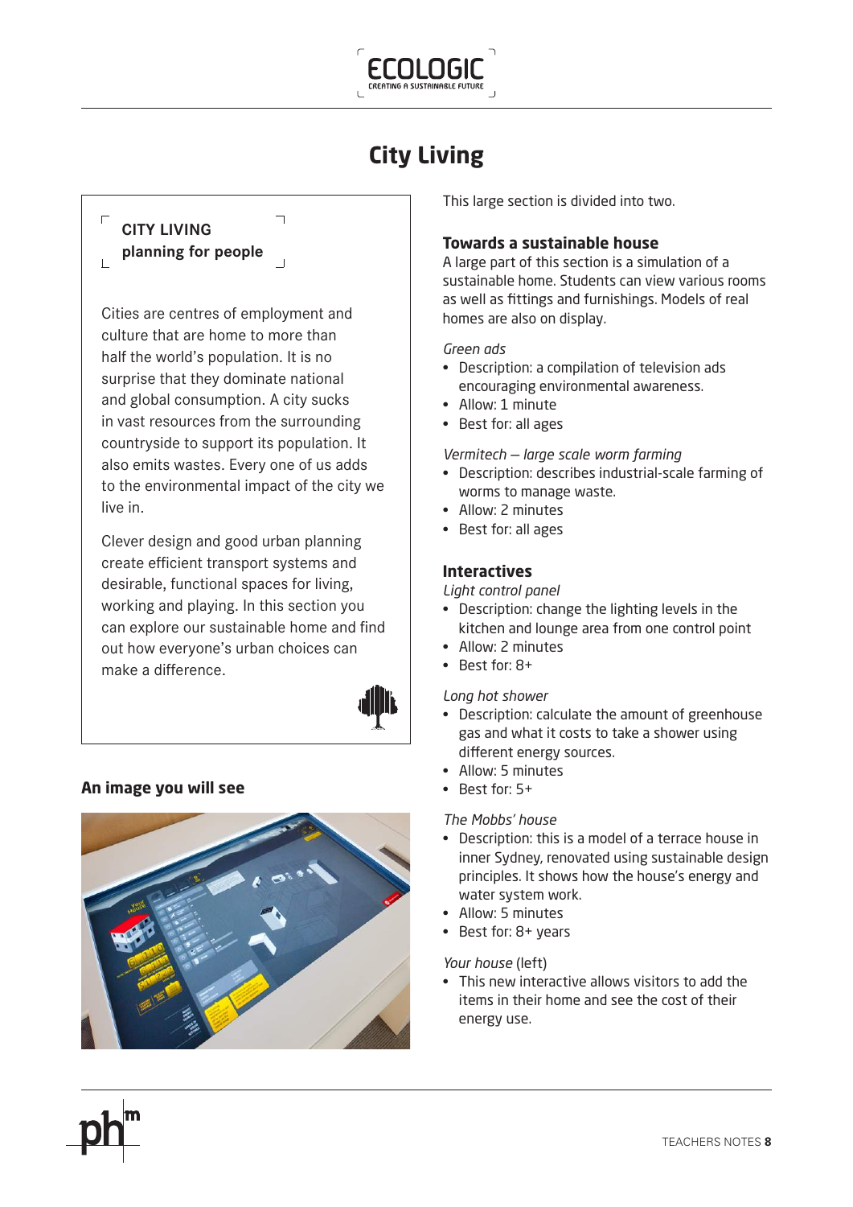# City Living

CITY LIVING
planning for people

Cities are centres of employment and culture that are home to more than half the world's population. It is no surprise that they dominate national and global consumption. A city sucks in vast resources from the surrounding countryside to support its population. It also emits wastes. Every one of us adds to the environmental impact of the city we live in.

Clever design and good urban planning create efficient transport systems and desirable, functional spaces for living, working and playing. In this section you can explore our sustainable home and find out how everyone's urban choices can make a difference.

### An image you will see

This large section is divided into two.

### Towards a sustainable house

A large part of this section is a simulation of a sustainable home. Students can view various rooms as well as fittings and furnishings. Models of real homes are also on display.

*Green ads*

- Description: a compilation of television ads encouraging environmental awareness.
- Allow: 1 minute
- Best for: all ages

*Vermitech – large scale worm farming*

- Description: describes industrial-scale farming of worms to manage waste.
- Allow: 2 minutes
- Best for: all ages

### Interactives

*Light control panel*

- Description: change the lighting levels in the kitchen and lounge area from one control point
- Allow: 2 minutes
- Best for: 8+

*Long hot shower*

- Description: calculate the amount of greenhouse gas and what it costs to take a shower using different energy sources.
- Allow: 5 minutes
- Best for: 5+

*The Mobbs' house*

- Description: this is a model of a terrace house in inner Sydney, renovated using sustainable design principles. It shows how the house's energy and water system work.
- Allow: 5 minutes
- Best for: 8+ years

*Your house* (left)

- This new interactive allows visitors to add the items in their home and see the cost of their energy use.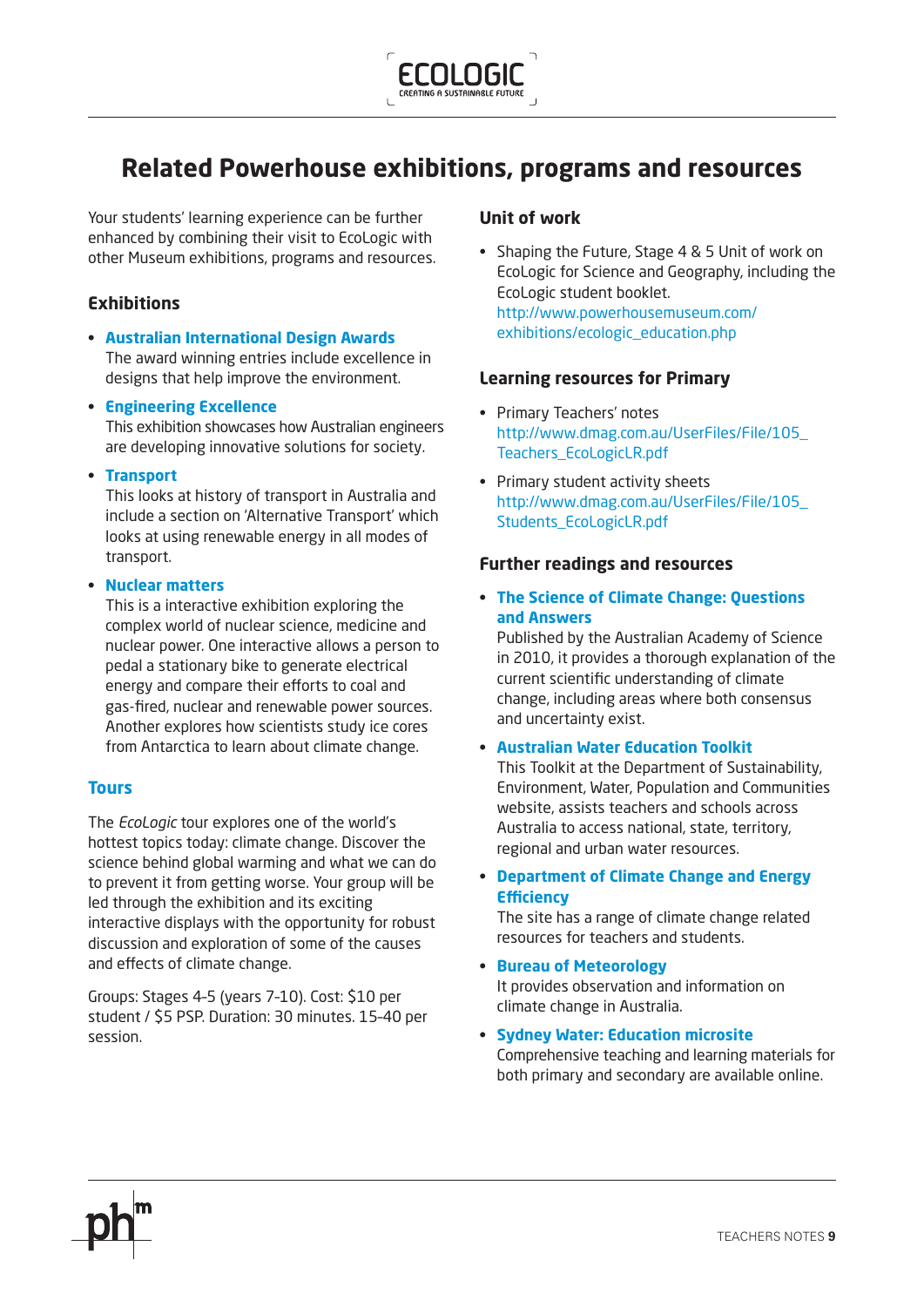# Related Powerhouse exhibitions, programs and resources

Your students' learning experience can be further enhanced by combining their visit to EcoLogic with other Museum exhibitions, programs and resources.

## Exhibitions

- **Australian International Design Awards**
  The award winning entries include excellence in designs that help improve the environment.
- **Engineering Excellence**
  This exhibition showcases how Australian engineers are developing innovative solutions for society.
- **Transport**
  This looks at history of transport in Australia and include a section on 'Alternative Transport' which looks at using renewable energy in all modes of transport.
- **Nuclear matters**
  This is a interactive exhibition exploring the complex world of nuclear science, medicine and nuclear power. One interactive allows a person to pedal a stationary bike to generate electrical energy and compare their efforts to coal and gas-fired, nuclear and renewable power sources. Another explores how scientists study ice cores from Antarctica to learn about climate change.

## Tours

The *EcoLogic* tour explores one of the world's hottest topics today: climate change. Discover the science behind global warming and what we can do to prevent it from getting worse. Your group will be led through the exhibition and its exciting interactive displays with the opportunity for robust discussion and exploration of some of the causes and effects of climate change.

Groups: Stages 4–5 (years 7–10). Cost: $10 per student / $5 PSP. Duration: 30 minutes. 15–40 per session.

## Unit of work

- Shaping the Future, Stage 4 & 5 Unit of work on EcoLogic for Science and Geography, including the EcoLogic student booklet.
  http://www.powerhousemuseum.com/exhibitions/ecologic_education.php

## Learning resources for Primary

- Primary Teachers' notes
  http://www.dmag.com.au/UserFiles/File/105_Teachers_EcoLogicLR.pdf
- Primary student activity sheets
  http://www.dmag.com.au/UserFiles/File/105_Students_EcoLogicLR.pdf

## Further readings and resources

- **The Science of Climate Change: Questions and Answers**
  Published by the Australian Academy of Science in 2010, it provides a thorough explanation of the current scientific understanding of climate change, including areas where both consensus and uncertainty exist.
- **Australian Water Education Toolkit**
  This Toolkit at the Department of Sustainability, Environment, Water, Population and Communities website, assists teachers and schools across Australia to access national, state, territory, regional and urban water resources.
- **Department of Climate Change and Energy Efficiency**
  The site has a range of climate change related resources for teachers and students.
- **Bureau of Meteorology**
  It provides observation and information on climate change in Australia.
- **Sydney Water: Education microsite**
  Comprehensive teaching and learning materials for both primary and secondary are available online.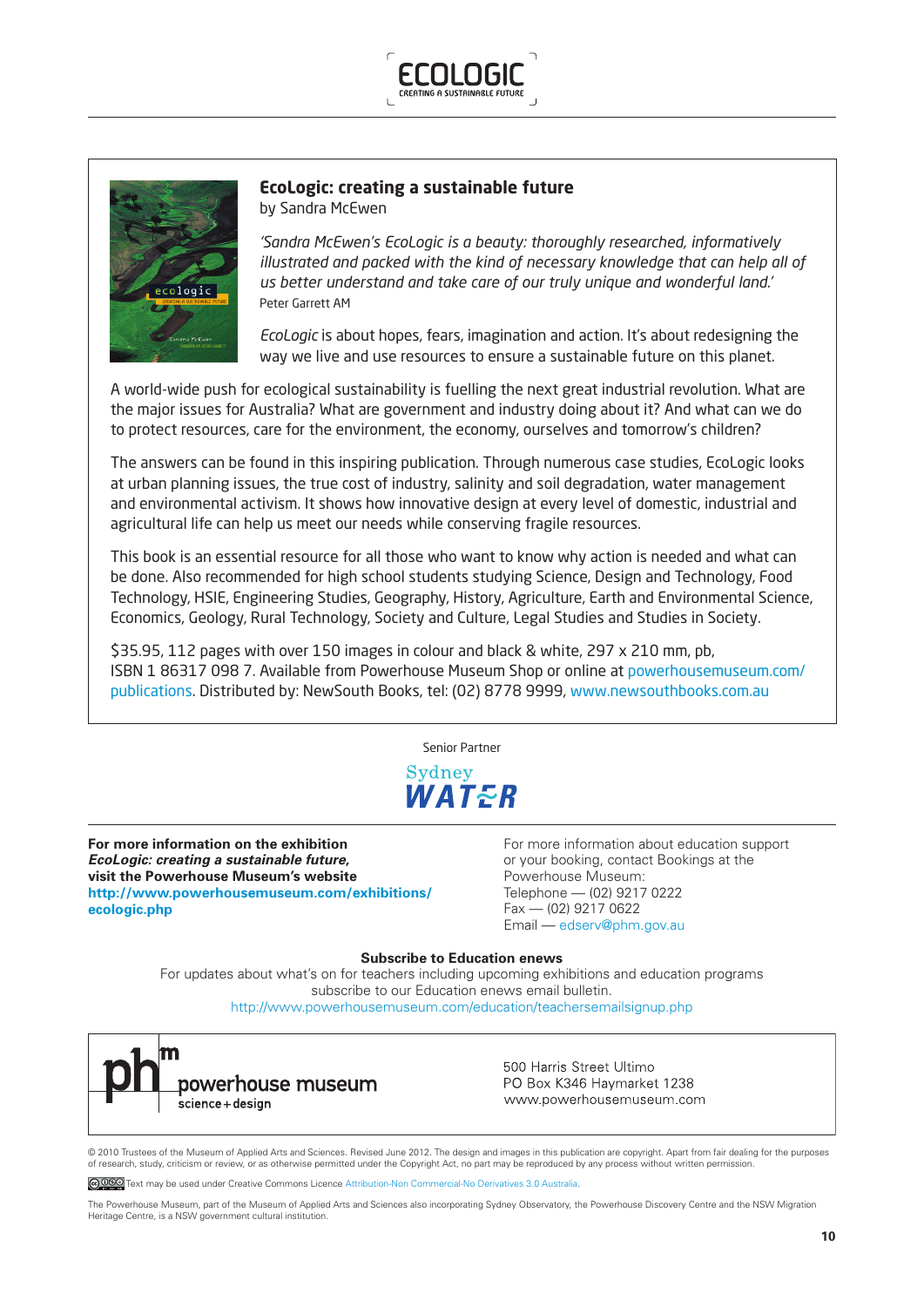## EcoLogic: creating a sustainable future

by Sandra McEwen

*'Sandra McEwen's EcoLogic is a beauty: thoroughly researched, informatively illustrated and packed with the kind of necessary knowledge that can help all of us better understand and take care of our truly unique and wonderful land.'*
Peter Garrett AM

*EcoLogic* is about hopes, fears, imagination and action. It's about redesigning the way we live and use resources to ensure a sustainable future on this planet.

A world-wide push for ecological sustainability is fuelling the next great industrial revolution. What are the major issues for Australia? What are government and industry doing about it? And what can we do to protect resources, care for the environment, the economy, ourselves and tomorrow's children?

The answers can be found in this inspiring publication. Through numerous case studies, EcoLogic looks at urban planning issues, the true cost of industry, salinity and soil degradation, water management and environmental activism. It shows how innovative design at every level of domestic, industrial and agricultural life can help us meet our needs while conserving fragile resources.

This book is an essential resource for all those who want to know why action is needed and what can be done. Also recommended for high school students studying Science, Design and Technology, Food Technology, HSIE, Engineering Studies, Geography, History, Agriculture, Earth and Environmental Science, Economics, Geology, Rural Technology, Society and Culture, Legal Studies and Studies in Society.

$35.95, 112 pages with over 150 images in colour and black & white, 297 x 210 mm, pb, ISBN 1 86317 098 7. Available from Powerhouse Museum Shop or online at powerhousemuseum.com/publications. Distributed by: NewSouth Books, tel: (02) 8778 9999, www.newsouthbooks.com.au

Senior Partner

Sydney WATER

**For more information on the exhibition *EcoLogic: creating a sustainable future,* visit the Powerhouse Museum's website http://www.powerhousemuseum.com/exhibitions/ecologic.php**

For more information about education support or your booking, contact Bookings at the Powerhouse Museum:
Telephone — (02) 9217 0222
Fax — (02) 9217 0622
Email — edserv@phm.gov.au

**Subscribe to Education enews**

For updates about what's on for teachers including upcoming exhibitions and education programs subscribe to our Education enews email bulletin.
http://www.powerhousemuseum.com/education/teachersemailsignup.php

phm powerhouse museum science + design

500 Harris Street Ultimo
PO Box K346 Haymarket 1238
www.powerhousemuseum.com

© 2010 Trustees of the Museum of Applied Arts and Sciences. Revised June 2012. The design and images in this publication are copyright. Apart from fair dealing for the purposes of research, study, criticism or review, or as otherwise permitted under the Copyright Act, no part may be reproduced by any process without written permission.

Text may be used under Creative Commons Licence Attribution-Non Commercial-No Derivatives 3.0 Australia.

The Powerhouse Museum, part of the Museum of Applied Arts and Sciences also incorporating Sydney Observatory, the Powerhouse Discovery Centre and the NSW Migration Heritage Centre, is a NSW government cultural institution.